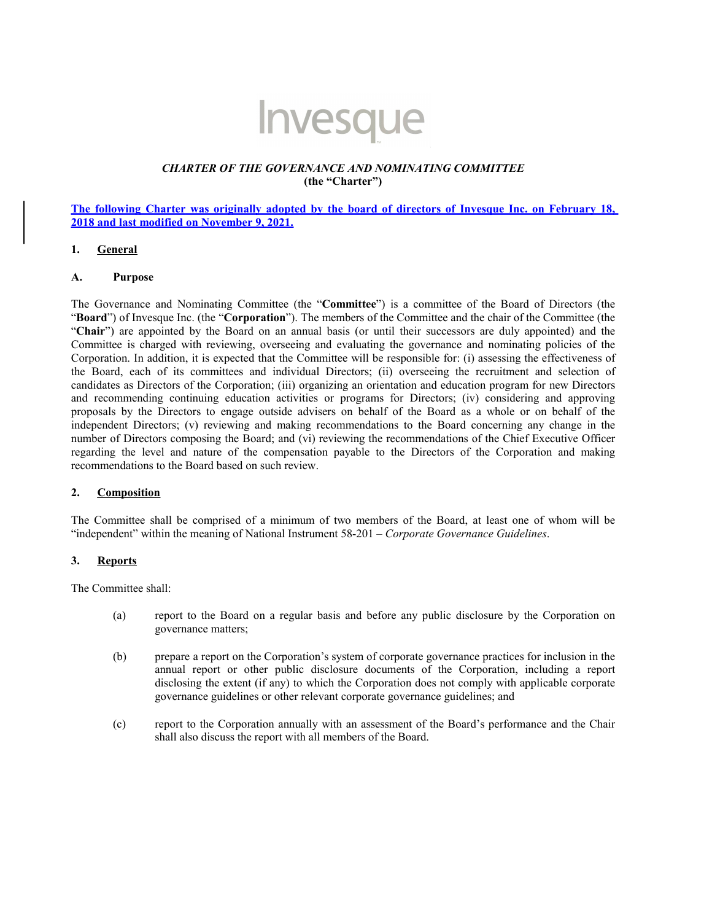Invesque

***CHARTER OF THE GOVERNANCE AND NOMINATING COMMITTEE***
**(the "Charter")**

**The following Charter was originally adopted by the board of directors of Invesque Inc. on February 18, 2018 and last modified on November 9, 2021.**

## 1. General

### A. Purpose

The Governance and Nominating Committee (the "**Committee**") is a committee of the Board of Directors (the "**Board**") of Invesque Inc. (the "**Corporation**"). The members of the Committee and the chair of the Committee (the "**Chair**") are appointed by the Board on an annual basis (or until their successors are duly appointed) and the Committee is charged with reviewing, overseeing and evaluating the governance and nominating policies of the Corporation. In addition, it is expected that the Committee will be responsible for: (i) assessing the effectiveness of the Board, each of its committees and individual Directors; (ii) overseeing the recruitment and selection of candidates as Directors of the Corporation; (iii) organizing an orientation and education program for new Directors and recommending continuing education activities or programs for Directors; (iv) considering and approving proposals by the Directors to engage outside advisers on behalf of the Board as a whole or on behalf of the independent Directors; (v) reviewing and making recommendations to the Board concerning any change in the number of Directors composing the Board; and (vi) reviewing the recommendations of the Chief Executive Officer regarding the level and nature of the compensation payable to the Directors of the Corporation and making recommendations to the Board based on such review.

## 2. Composition

The Committee shall be comprised of a minimum of two members of the Board, at least one of whom will be "independent" within the meaning of National Instrument 58-201 – *Corporate Governance Guidelines*.

## 3. Reports

The Committee shall:

(a) report to the Board on a regular basis and before any public disclosure by the Corporation on governance matters;

(b) prepare a report on the Corporation's system of corporate governance practices for inclusion in the annual report or other public disclosure documents of the Corporation, including a report disclosing the extent (if any) to which the Corporation does not comply with applicable corporate governance guidelines or other relevant corporate governance guidelines; and

(c) report to the Corporation annually with an assessment of the Board's performance and the Chair shall also discuss the report with all members of the Board.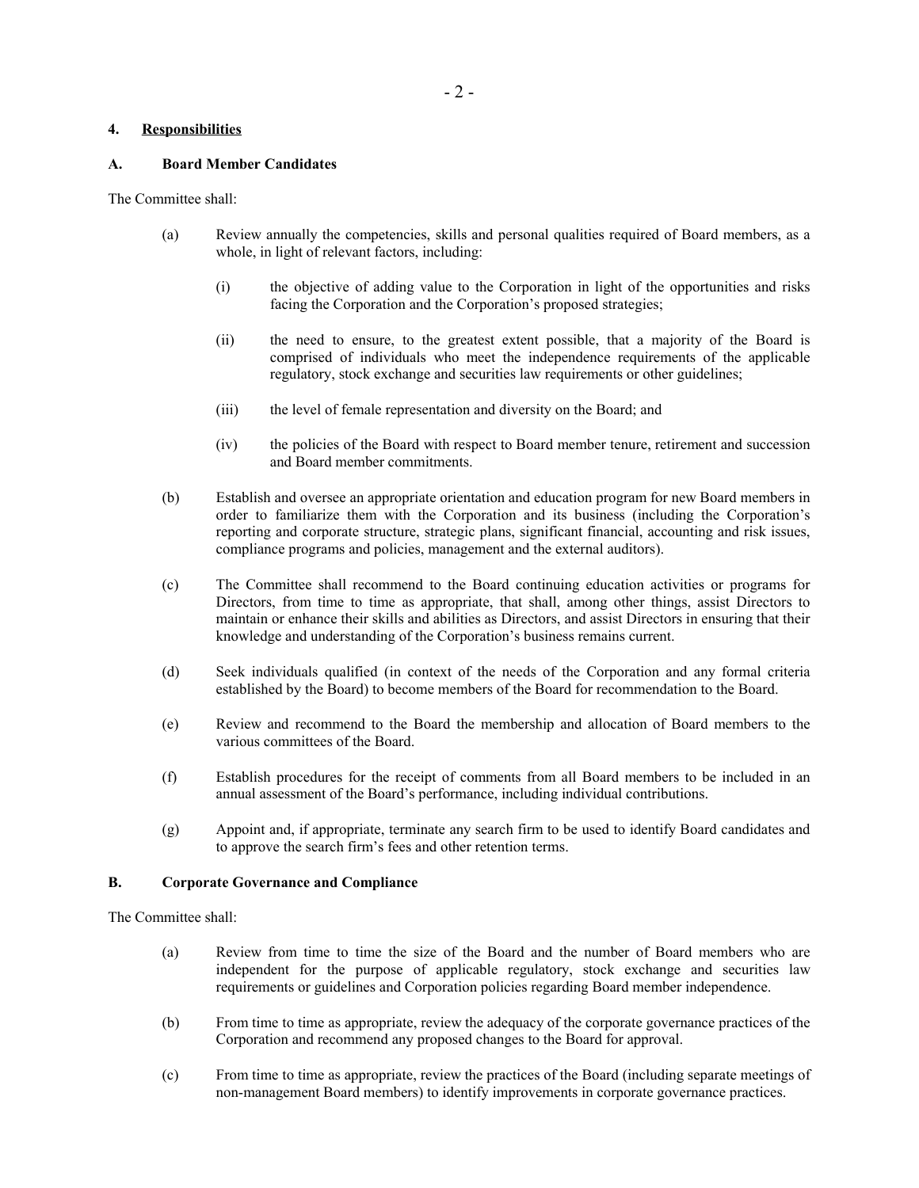## 4. Responsibilities

### A. Board Member Candidates

The Committee shall:

(a) Review annually the competencies, skills and personal qualities required of Board members, as a whole, in light of relevant factors, including:

   (i) the objective of adding value to the Corporation in light of the opportunities and risks facing the Corporation and the Corporation's proposed strategies;

   (ii) the need to ensure, to the greatest extent possible, that a majority of the Board is comprised of individuals who meet the independence requirements of the applicable regulatory, stock exchange and securities law requirements or other guidelines;

   (iii) the level of female representation and diversity on the Board; and

   (iv) the policies of the Board with respect to Board member tenure, retirement and succession and Board member commitments.

(b) Establish and oversee an appropriate orientation and education program for new Board members in order to familiarize them with the Corporation and its business (including the Corporation's reporting and corporate structure, strategic plans, significant financial, accounting and risk issues, compliance programs and policies, management and the external auditors).

(c) The Committee shall recommend to the Board continuing education activities or programs for Directors, from time to time as appropriate, that shall, among other things, assist Directors to maintain or enhance their skills and abilities as Directors, and assist Directors in ensuring that their knowledge and understanding of the Corporation's business remains current.

(d) Seek individuals qualified (in context of the needs of the Corporation and any formal criteria established by the Board) to become members of the Board for recommendation to the Board.

(e) Review and recommend to the Board the membership and allocation of Board members to the various committees of the Board.

(f) Establish procedures for the receipt of comments from all Board members to be included in an annual assessment of the Board's performance, including individual contributions.

(g) Appoint and, if appropriate, terminate any search firm to be used to identify Board candidates and to approve the search firm's fees and other retention terms.

### B. Corporate Governance and Compliance

The Committee shall:

(a) Review from time to time the size of the Board and the number of Board members who are independent for the purpose of applicable regulatory, stock exchange and securities law requirements or guidelines and Corporation policies regarding Board member independence.

(b) From time to time as appropriate, review the adequacy of the corporate governance practices of the Corporation and recommend any proposed changes to the Board for approval.

(c) From time to time as appropriate, review the practices of the Board (including separate meetings of non-management Board members) to identify improvements in corporate governance practices.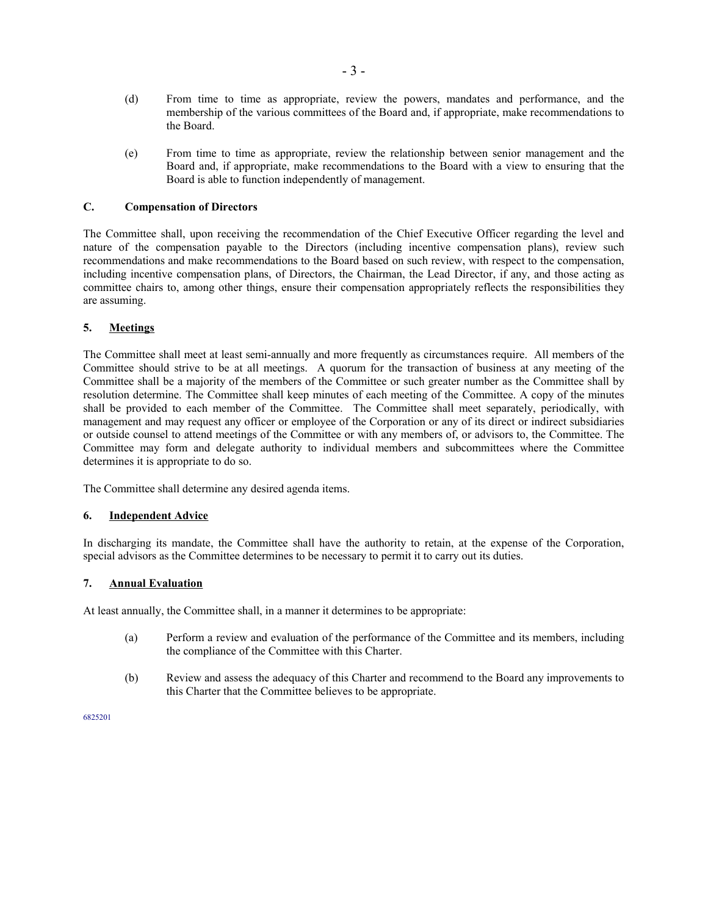(d) From time to time as appropriate, review the powers, mandates and performance, and the membership of the various committees of the Board and, if appropriate, make recommendations to the Board.

(e) From time to time as appropriate, review the relationship between senior management and the Board and, if appropriate, make recommendations to the Board with a view to ensuring that the Board is able to function independently of management.

### C. Compensation of Directors

The Committee shall, upon receiving the recommendation of the Chief Executive Officer regarding the level and nature of the compensation payable to the Directors (including incentive compensation plans), review such recommendations and make recommendations to the Board based on such review, with respect to the compensation, including incentive compensation plans, of Directors, the Chairman, the Lead Director, if any, and those acting as committee chairs to, among other things, ensure their compensation appropriately reflects the responsibilities they are assuming.

## 5. Meetings

The Committee shall meet at least semi-annually and more frequently as circumstances require. All members of the Committee should strive to be at all meetings. A quorum for the transaction of business at any meeting of the Committee shall be a majority of the members of the Committee or such greater number as the Committee shall by resolution determine. The Committee shall keep minutes of each meeting of the Committee. A copy of the minutes shall be provided to each member of the Committee. The Committee shall meet separately, periodically, with management and may request any officer or employee of the Corporation or any of its direct or indirect subsidiaries or outside counsel to attend meetings of the Committee or with any members of, or advisors to, the Committee. The Committee may form and delegate authority to individual members and subcommittees where the Committee determines it is appropriate to do so.

The Committee shall determine any desired agenda items.

## 6. Independent Advice

In discharging its mandate, the Committee shall have the authority to retain, at the expense of the Corporation, special advisors as the Committee determines to be necessary to permit it to carry out its duties.

## 7. Annual Evaluation

At least annually, the Committee shall, in a manner it determines to be appropriate:

(a) Perform a review and evaluation of the performance of the Committee and its members, including the compliance of the Committee with this Charter.

(b) Review and assess the adequacy of this Charter and recommend to the Board any improvements to this Charter that the Committee believes to be appropriate.

6825201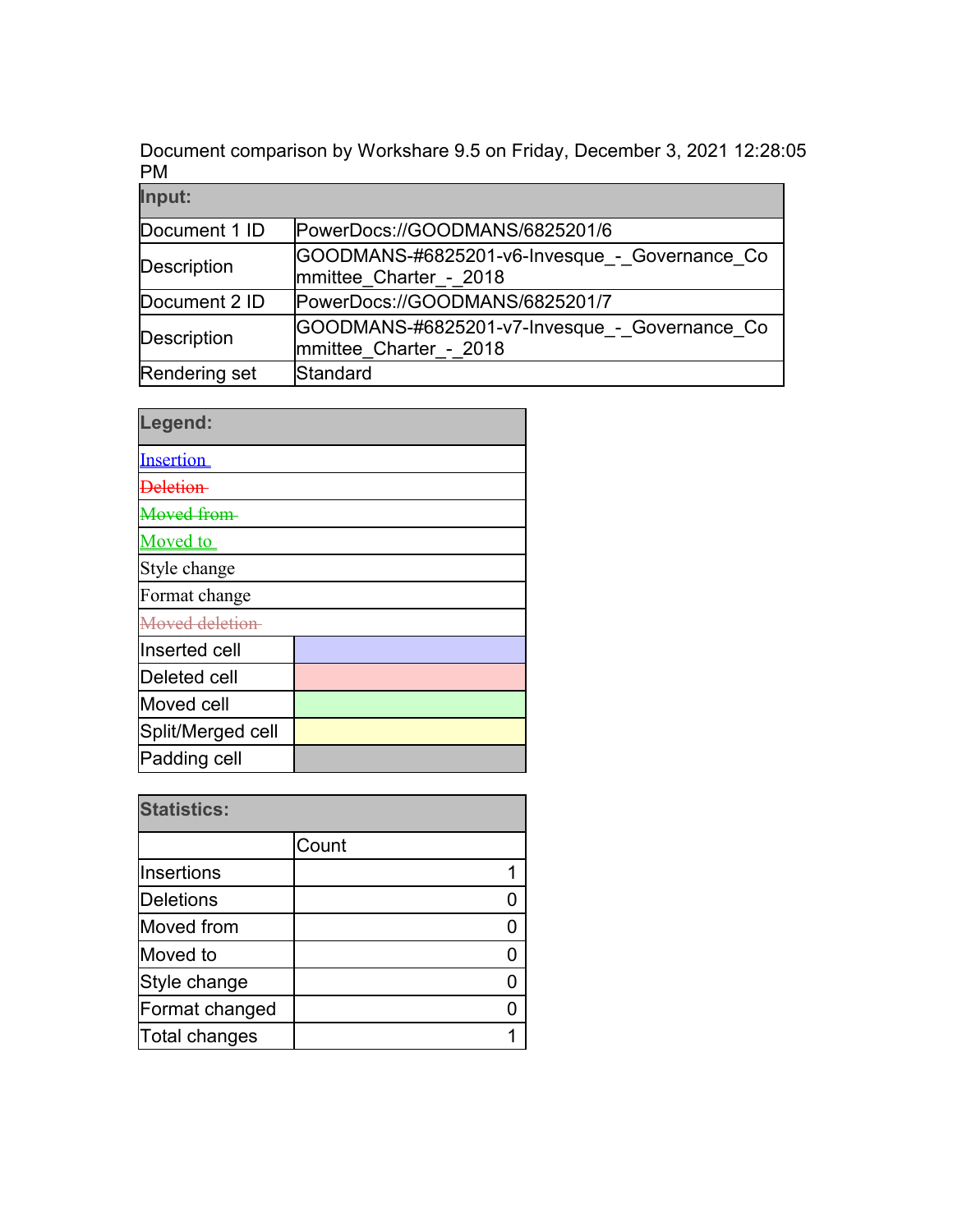Document comparison by Workshare 9.5 on Friday, December 3, 2021 12:28:05 PM

| **Input:** | |
|---|---|
| Document 1 ID | PowerDocs://GOODMANS/6825201/6 |
| Description | GOODMANS-#6825201-v6-Invesque_-_Governance_Committee_Charter_-_2018 |
| Document 2 ID | PowerDocs://GOODMANS/6825201/7 |
| Description | GOODMANS-#6825201-v7-Invesque_-_Governance_Committee_Charter_-_2018 |
| Rendering set | Standard |

| **Legend:** | |
|---|---|
| Insertion | |
| ~~Deletion~~ | |
| ~~Moved from~~ | |
| Moved to | |
| Style change | |
| Format change | |
| ~~Moved deletion~~ | |
| Inserted cell | |
| Deleted cell | |
| Moved cell | |
| Split/Merged cell | |
| Padding cell | |

| **Statistics:** | |
|---|---|
| | Count |
| Insertions | 1 |
| Deletions | 0 |
| Moved from | 0 |
| Moved to | 0 |
| Style change | 0 |
| Format changed | 0 |
| Total changes | 1 |